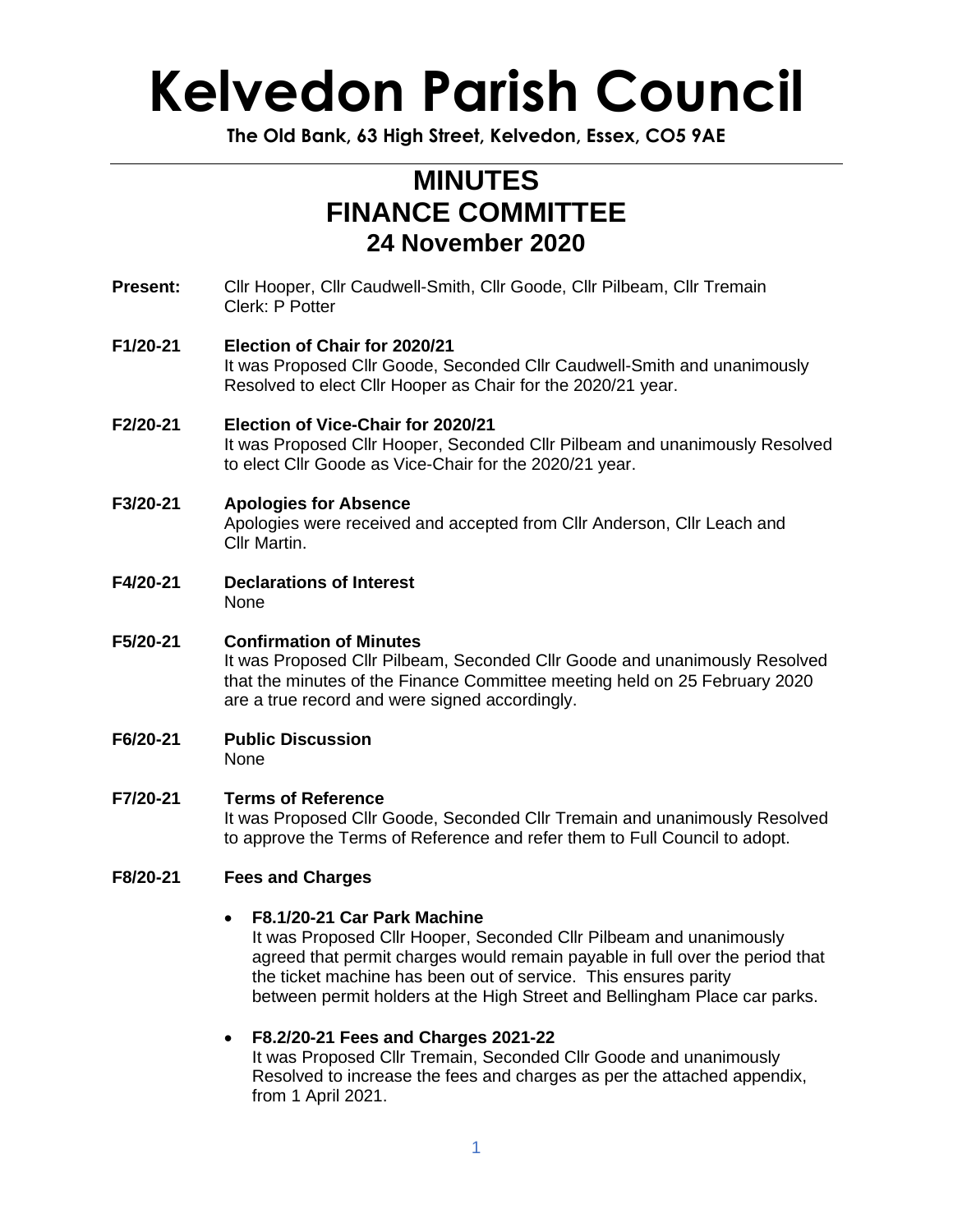# Kelvedon Parish Council

**The Old Bank, 63 High Street, Kelvedon, Essex, CO5 9AE**

## MINUTES
## FINANCE COMMITTEE
### 24 November 2020

**Present:** Cllr Hooper, Cllr Caudwell-Smith, Cllr Goode, Cllr Pilbeam, Cllr Tremain
Clerk: P Potter

**F1/20-21 Election of Chair for 2020/21**
It was Proposed Cllr Goode, Seconded Cllr Caudwell-Smith and unanimously Resolved to elect Cllr Hooper as Chair for the 2020/21 year.

**F2/20-21 Election of Vice-Chair for 2020/21**
It was Proposed Cllr Hooper, Seconded Cllr Pilbeam and unanimously Resolved to elect Cllr Goode as Vice-Chair for the 2020/21 year.

**F3/20-21 Apologies for Absence**
Apologies were received and accepted from Cllr Anderson, Cllr Leach and Cllr Martin.

**F4/20-21 Declarations of Interest**
None

**F5/20-21 Confirmation of Minutes**
It was Proposed Cllr Pilbeam, Seconded Cllr Goode and unanimously Resolved that the minutes of the Finance Committee meeting held on 25 February 2020 are a true record and were signed accordingly.

**F6/20-21 Public Discussion**
None

**F7/20-21 Terms of Reference**
It was Proposed Cllr Goode, Seconded Cllr Tremain and unanimously Resolved to approve the Terms of Reference and refer them to Full Council to adopt.

**F8/20-21 Fees and Charges**

- **F8.1/20-21 Car Park Machine**
  It was Proposed Cllr Hooper, Seconded Cllr Pilbeam and unanimously agreed that permit charges would remain payable in full over the period that the ticket machine has been out of service. This ensures parity between permit holders at the High Street and Bellingham Place car parks.

- **F8.2/20-21 Fees and Charges 2021-22**
  It was Proposed Cllr Tremain, Seconded Cllr Goode and unanimously Resolved to increase the fees and charges as per the attached appendix, from 1 April 2021.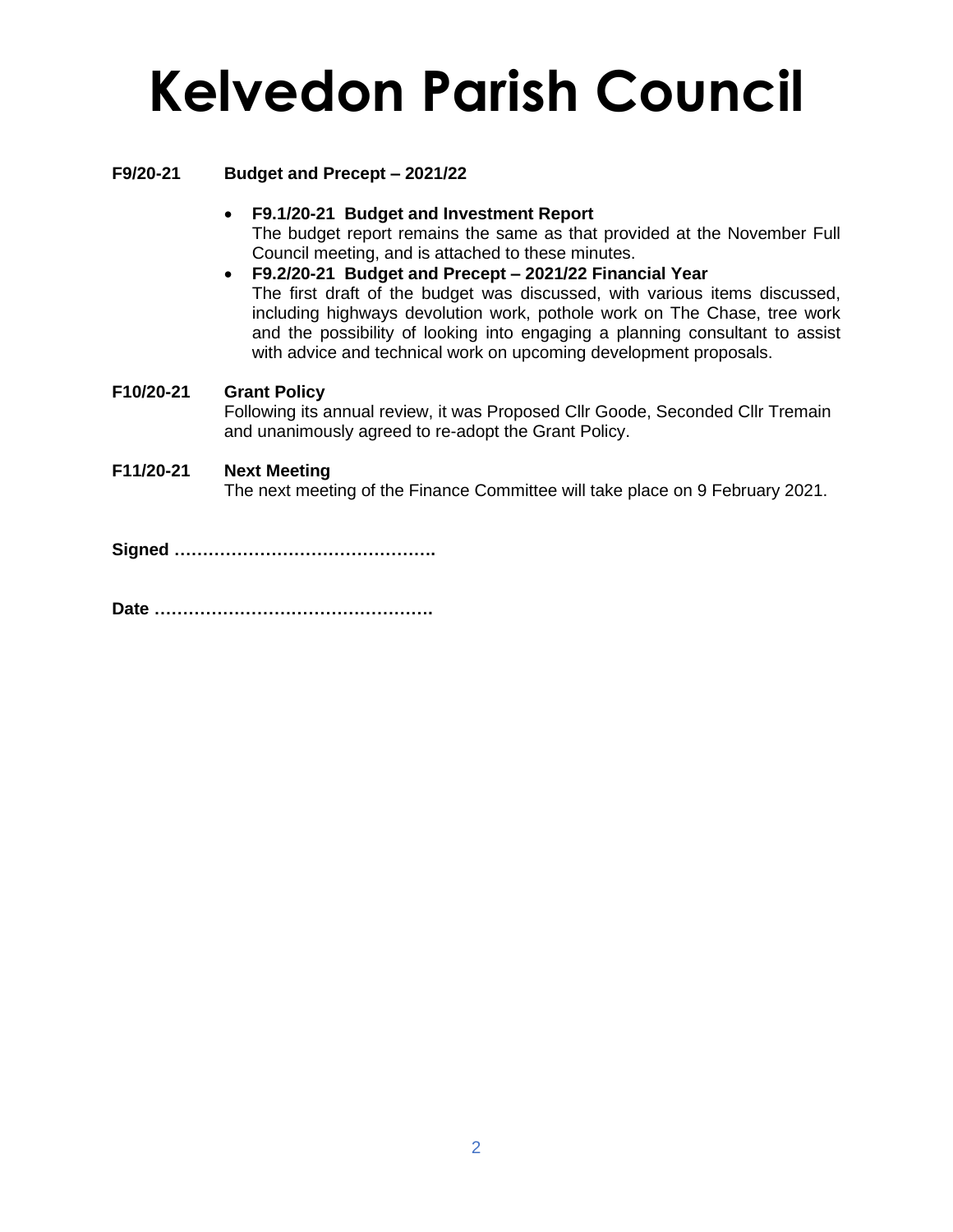# Kelvedon Parish Council

**F9/20-21 Budget and Precept – 2021/22**

- **F9.1/20-21 Budget and Investment Report**
  The budget report remains the same as that provided at the November Full Council meeting, and is attached to these minutes.
- **F9.2/20-21 Budget and Precept – 2021/22 Financial Year**
  The first draft of the budget was discussed, with various items discussed, including highways devolution work, pothole work on The Chase, tree work and the possibility of looking into engaging a planning consultant to assist with advice and technical work on upcoming development proposals.

**F10/20-21 Grant Policy**
Following its annual review, it was Proposed Cllr Goode, Seconded Cllr Tremain and unanimously agreed to re-adopt the Grant Policy.

**F11/20-21 Next Meeting**
The next meeting of the Finance Committee will take place on 9 February 2021.

**Signed ……………………………………….**

**Date ………………………………………….**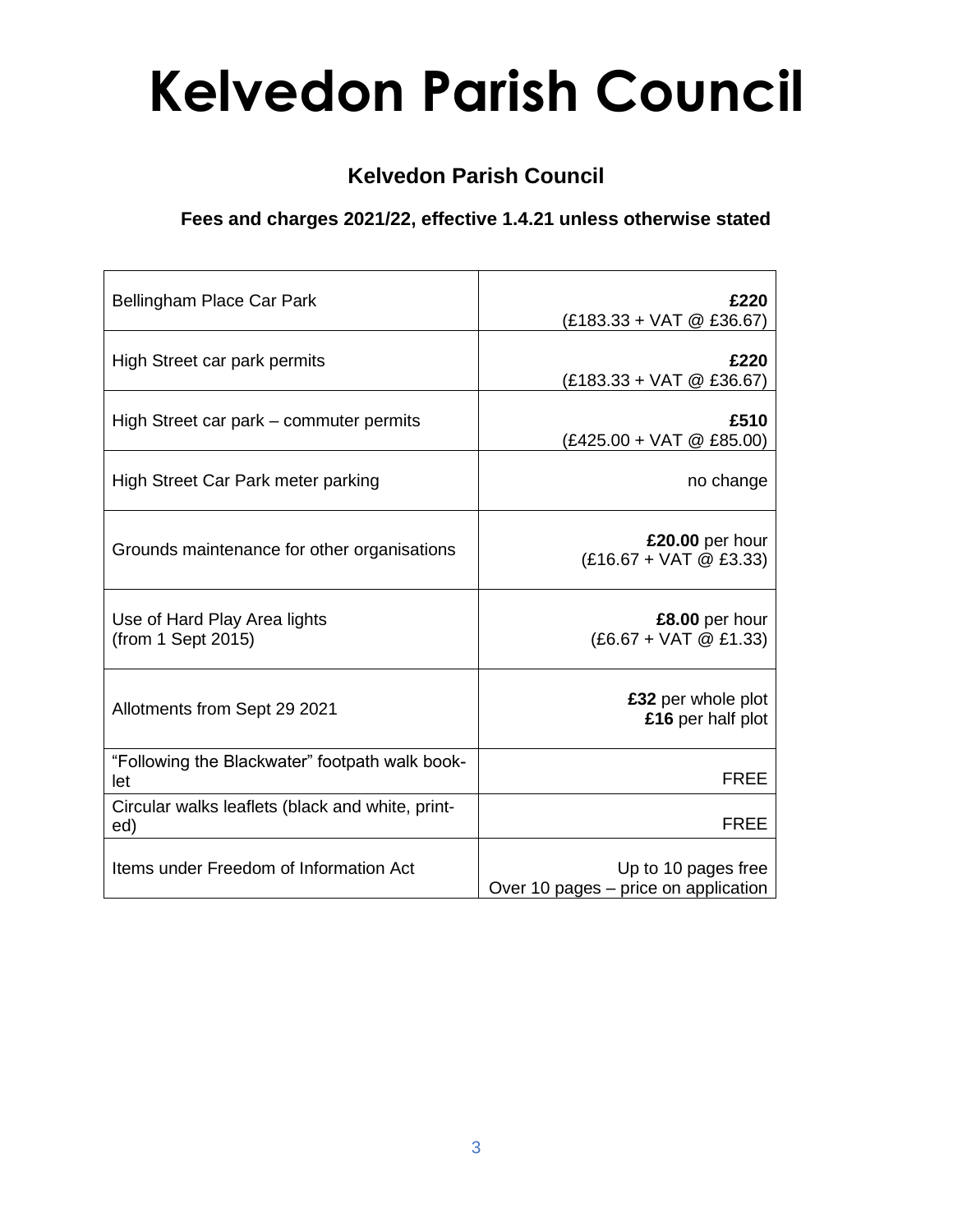# Kelvedon Parish Council

## Kelvedon Parish Council

### Fees and charges 2021/22, effective 1.4.21 unless otherwise stated

| | |
|---|---|
| Bellingham Place Car Park | **£220** (£183.33 + VAT @ £36.67) |
| High Street car park permits | **£220** (£183.33 + VAT @ £36.67) |
| High Street car park – commuter permits | **£510** (£425.00 + VAT @ £85.00) |
| High Street Car Park meter parking | no change |
| Grounds maintenance for other organisations | **£20.00** per hour (£16.67 + VAT @ £3.33) |
| Use of Hard Play Area lights (from 1 Sept 2015) | **£8.00** per hour (£6.67 + VAT @ £1.33) |
| Allotments from Sept 29 2021 | **£32** per whole plot **£16** per half plot |
| "Following the Blackwater" footpath walk booklet | FREE |
| Circular walks leaflets (black and white, printed) | FREE |
| Items under Freedom of Information Act | Up to 10 pages free Over 10 pages – price on application |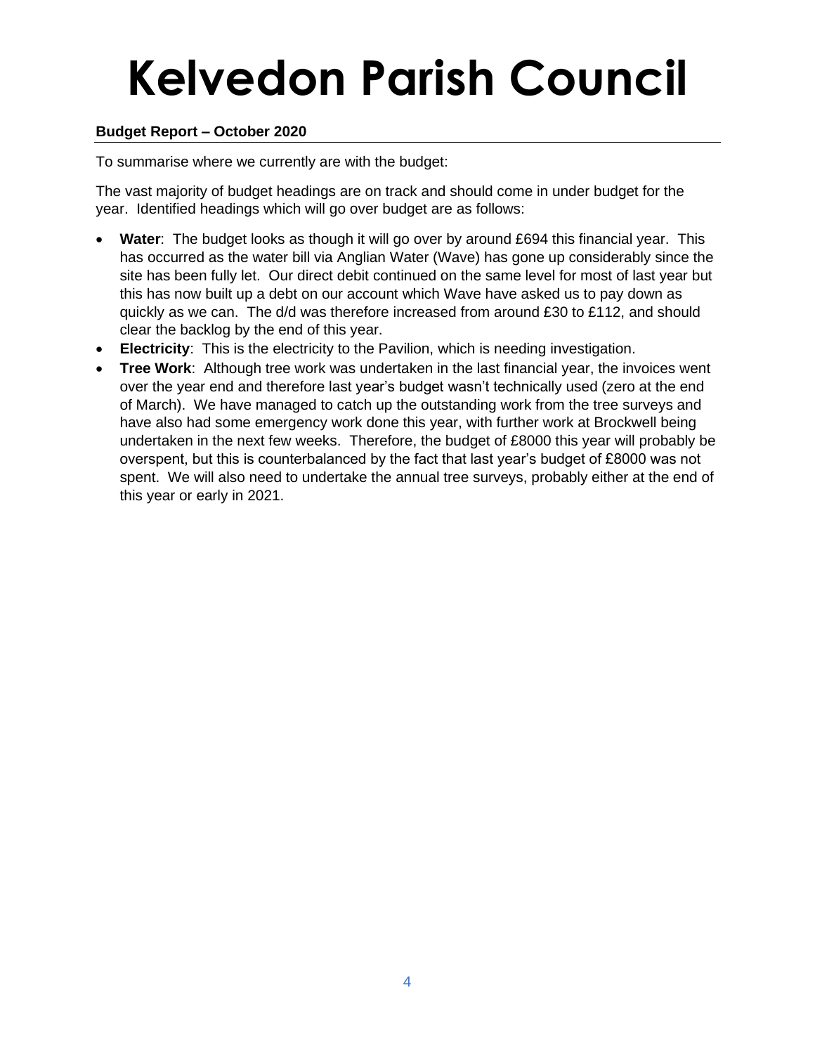# Kelvedon Parish Council

**Budget Report – October 2020**

To summarise where we currently are with the budget:

The vast majority of budget headings are on track and should come in under budget for the year. Identified headings which will go over budget are as follows:

- **Water**: The budget looks as though it will go over by around £694 this financial year. This has occurred as the water bill via Anglian Water (Wave) has gone up considerably since the site has been fully let. Our direct debit continued on the same level for most of last year but this has now built up a debt on our account which Wave have asked us to pay down as quickly as we can. The d/d was therefore increased from around £30 to £112, and should clear the backlog by the end of this year.
- **Electricity**: This is the electricity to the Pavilion, which is needing investigation.
- **Tree Work**: Although tree work was undertaken in the last financial year, the invoices went over the year end and therefore last year's budget wasn't technically used (zero at the end of March). We have managed to catch up the outstanding work from the tree surveys and have also had some emergency work done this year, with further work at Brockwell being undertaken in the next few weeks. Therefore, the budget of £8000 this year will probably be overspent, but this is counterbalanced by the fact that last year's budget of £8000 was not spent. We will also need to undertake the annual tree surveys, probably either at the end of this year or early in 2021.